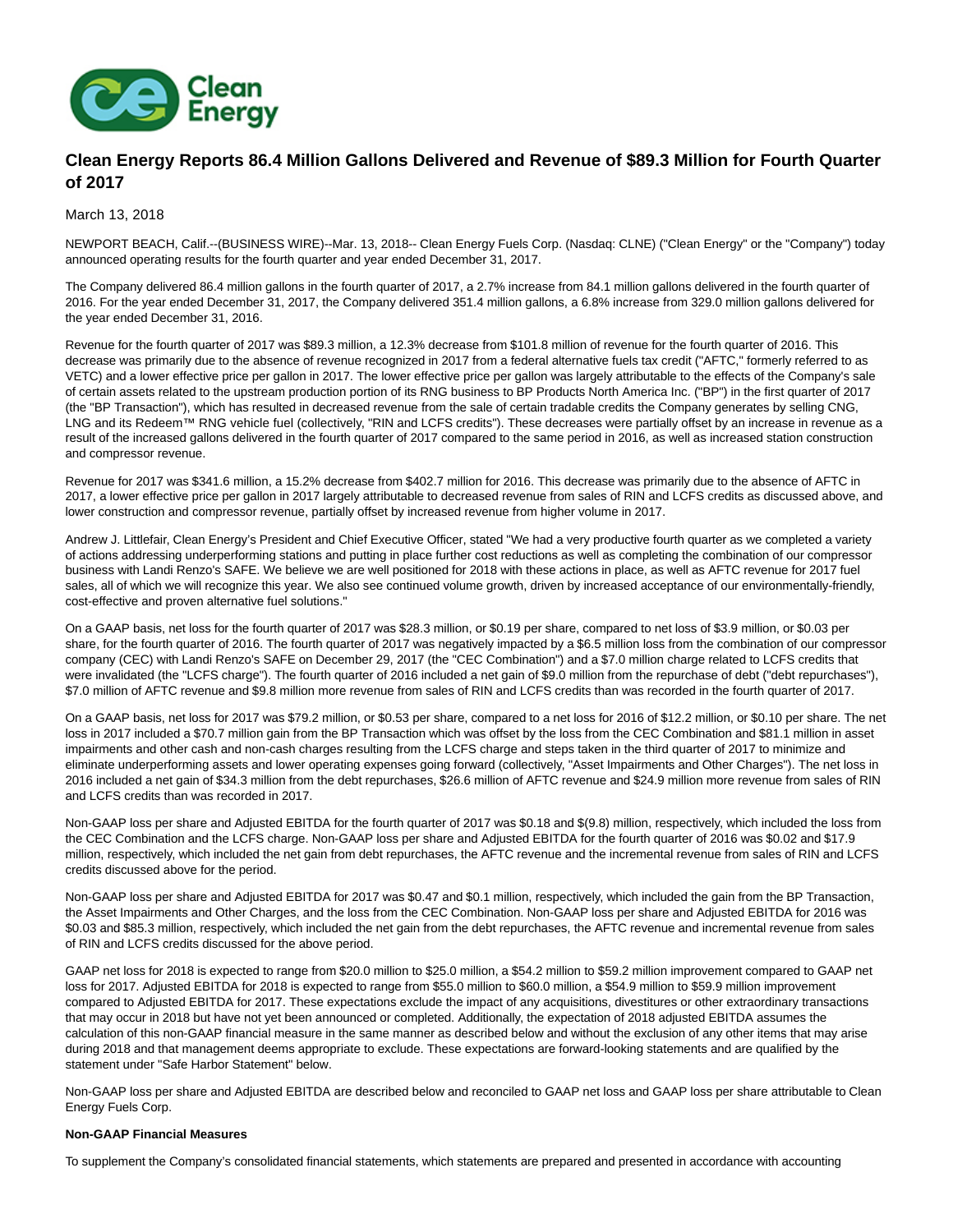# Clean Energy Reports 86.4 Million Gallons Delivered and Revenue of $89.3 Million for Fourth Quarter of 2017

March 13, 2018

NEWPORT BEACH, Calif.--(BUSINESS WIRE)--Mar. 13, 2018-- Clean Energy Fuels Corp. (Nasdaq: CLNE) ("Clean Energy" or the "Company") today announced operating results for the fourth quarter and year ended December 31, 2017.

The Company delivered 86.4 million gallons in the fourth quarter of 2017, a 2.7% increase from 84.1 million gallons delivered in the fourth quarter of 2016. For the year ended December 31, 2017, the Company delivered 351.4 million gallons, a 6.8% increase from 329.0 million gallons delivered for the year ended December 31, 2016.

Revenue for the fourth quarter of 2017 was $89.3 million, a 12.3% decrease from $101.8 million of revenue for the fourth quarter of 2016. This decrease was primarily due to the absence of revenue recognized in 2017 from a federal alternative fuels tax credit ("AFTC," formerly referred to as VETC) and a lower effective price per gallon in 2017. The lower effective price per gallon was largely attributable to the effects of the Company's sale of certain assets related to the upstream production portion of its RNG business to BP Products North America Inc. ("BP") in the first quarter of 2017 (the "BP Transaction"), which has resulted in decreased revenue from the sale of certain tradable credits the Company generates by selling CNG, LNG and its Redeem™ RNG vehicle fuel (collectively, "RIN and LCFS credits"). These decreases were partially offset by an increase in revenue as a result of the increased gallons delivered in the fourth quarter of 2017 compared to the same period in 2016, as well as increased station construction and compressor revenue.

Revenue for 2017 was $341.6 million, a 15.2% decrease from $402.7 million for 2016. This decrease was primarily due to the absence of AFTC in 2017, a lower effective price per gallon in 2017 largely attributable to decreased revenue from sales of RIN and LCFS credits as discussed above, and lower construction and compressor revenue, partially offset by increased revenue from higher volume in 2017.

Andrew J. Littlefair, Clean Energy's President and Chief Executive Officer, stated "We had a very productive fourth quarter as we completed a variety of actions addressing underperforming stations and putting in place further cost reductions as well as completing the combination of our compressor business with Landi Renzo's SAFE. We believe we are well positioned for 2018 with these actions in place, as well as AFTC revenue for 2017 fuel sales, all of which we will recognize this year. We also see continued volume growth, driven by increased acceptance of our environmentally-friendly, cost-effective and proven alternative fuel solutions."

On a GAAP basis, net loss for the fourth quarter of 2017 was $28.3 million, or $0.19 per share, compared to net loss of $3.9 million, or $0.03 per share, for the fourth quarter of 2016. The fourth quarter of 2017 was negatively impacted by a $6.5 million loss from the combination of our compressor company (CEC) with Landi Renzo's SAFE on December 29, 2017 (the "CEC Combination") and a $7.0 million charge related to LCFS credits that were invalidated (the "LCFS charge"). The fourth quarter of 2016 included a net gain of $9.0 million from the repurchase of debt ("debt repurchases"), $7.0 million of AFTC revenue and $9.8 million more revenue from sales of RIN and LCFS credits than was recorded in the fourth quarter of 2017.

On a GAAP basis, net loss for 2017 was $79.2 million, or $0.53 per share, compared to a net loss for 2016 of $12.2 million, or $0.10 per share. The net loss in 2017 included a $70.7 million gain from the BP Transaction which was offset by the loss from the CEC Combination and $81.1 million in asset impairments and other cash and non-cash charges resulting from the LCFS charge and steps taken in the third quarter of 2017 to minimize and eliminate underperforming assets and lower operating expenses going forward (collectively, "Asset Impairments and Other Charges"). The net loss in 2016 included a net gain of $34.3 million from the debt repurchases, $26.6 million of AFTC revenue and $24.9 million more revenue from sales of RIN and LCFS credits than was recorded in 2017.

Non-GAAP loss per share and Adjusted EBITDA for the fourth quarter of 2017 was $0.18 and $(9.8) million, respectively, which included the loss from the CEC Combination and the LCFS charge. Non-GAAP loss per share and Adjusted EBITDA for the fourth quarter of 2016 was $0.02 and $17.9 million, respectively, which included the net gain from debt repurchases, the AFTC revenue and the incremental revenue from sales of RIN and LCFS credits discussed above for the period.

Non-GAAP loss per share and Adjusted EBITDA for 2017 was $0.47 and $0.1 million, respectively, which included the gain from the BP Transaction, the Asset Impairments and Other Charges, and the loss from the CEC Combination. Non-GAAP loss per share and Adjusted EBITDA for 2016 was $0.03 and $85.3 million, respectively, which included the net gain from the debt repurchases, the AFTC revenue and incremental revenue from sales of RIN and LCFS credits discussed for the above period.

GAAP net loss for 2018 is expected to range from $20.0 million to $25.0 million, a $54.2 million to $59.2 million improvement compared to GAAP net loss for 2017. Adjusted EBITDA for 2018 is expected to range from $55.0 million to $60.0 million, a $54.9 million to $59.9 million improvement compared to Adjusted EBITDA for 2017. These expectations exclude the impact of any acquisitions, divestitures or other extraordinary transactions that may occur in 2018 but have not yet been announced or completed. Additionally, the expectation of 2018 adjusted EBITDA assumes the calculation of this non-GAAP financial measure in the same manner as described below and without the exclusion of any other items that may arise during 2018 and that management deems appropriate to exclude. These expectations are forward-looking statements and are qualified by the statement under "Safe Harbor Statement" below.

Non-GAAP loss per share and Adjusted EBITDA are described below and reconciled to GAAP net loss and GAAP loss per share attributable to Clean Energy Fuels Corp.

**Non-GAAP Financial Measures**

To supplement the Company's consolidated financial statements, which statements are prepared and presented in accordance with accounting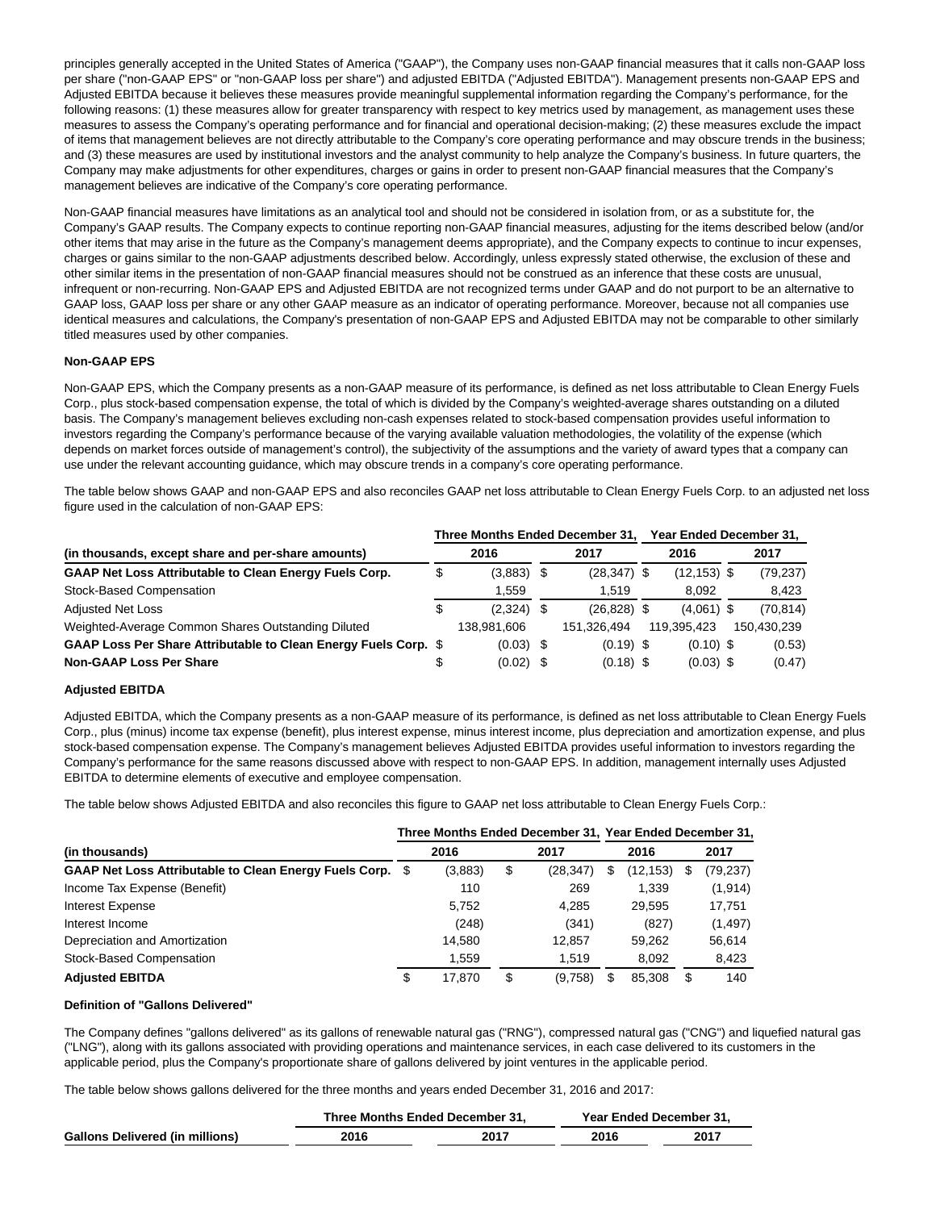principles generally accepted in the United States of America ("GAAP"), the Company uses non-GAAP financial measures that it calls non-GAAP loss per share ("non-GAAP EPS" or "non-GAAP loss per share") and adjusted EBITDA ("Adjusted EBITDA"). Management presents non-GAAP EPS and Adjusted EBITDA because it believes these measures provide meaningful supplemental information regarding the Company's performance, for the following reasons: (1) these measures allow for greater transparency with respect to key metrics used by management, as management uses these measures to assess the Company's operating performance and for financial and operational decision-making; (2) these measures exclude the impact of items that management believes are not directly attributable to the Company's core operating performance and may obscure trends in the business; and (3) these measures are used by institutional investors and the analyst community to help analyze the Company's business. In future quarters, the Company may make adjustments for other expenditures, charges or gains in order to present non-GAAP financial measures that the Company's management believes are indicative of the Company's core operating performance.

Non-GAAP financial measures have limitations as an analytical tool and should not be considered in isolation from, or as a substitute for, the Company's GAAP results. The Company expects to continue reporting non-GAAP financial measures, adjusting for the items described below (and/or other items that may arise in the future as the Company's management deems appropriate), and the Company expects to continue to incur expenses, charges or gains similar to the non-GAAP adjustments described below. Accordingly, unless expressly stated otherwise, the exclusion of these and other similar items in the presentation of non-GAAP financial measures should not be construed as an inference that these costs are unusual, infrequent or non-recurring. Non-GAAP EPS and Adjusted EBITDA are not recognized terms under GAAP and do not purport to be an alternative to GAAP loss, GAAP loss per share or any other GAAP measure as an indicator of operating performance. Moreover, because not all companies use identical measures and calculations, the Company's presentation of non-GAAP EPS and Adjusted EBITDA may not be comparable to other similarly titled measures used by other companies.

**Non-GAAP EPS**

Non-GAAP EPS, which the Company presents as a non-GAAP measure of its performance, is defined as net loss attributable to Clean Energy Fuels Corp., plus stock-based compensation expense, the total of which is divided by the Company's weighted-average shares outstanding on a diluted basis. The Company's management believes excluding non-cash expenses related to stock-based compensation provides useful information to investors regarding the Company's performance because of the varying available valuation methodologies, the volatility of the expense (which depends on market forces outside of management's control), the subjectivity of the assumptions and the variety of award types that a company can use under the relevant accounting guidance, which may obscure trends in a company's core operating performance.

The table below shows GAAP and non-GAAP EPS and also reconciles GAAP net loss attributable to Clean Energy Fuels Corp. to an adjusted net loss figure used in the calculation of non-GAAP EPS:

| | Three Months Ended December 31, | | Year Ended December 31, | |
|---|---|---|---|---|
| (in thousands, except share and per-share amounts) | 2016 | 2017 | 2016 | 2017 |
| **GAAP Net Loss Attributable to Clean Energy Fuels Corp.** | $ (3,883) | $ (28,347) | $ (12,153) | $ (79,237) |
| Stock-Based Compensation | 1,559 | 1,519 | 8,092 | 8,423 |
| Adjusted Net Loss | $ (2,324) | $ (26,828) | $ (4,061) | $ (70,814) |
| Weighted-Average Common Shares Outstanding Diluted | 138,981,606 | 151,326,494 | 119,395,423 | 150,430,239 |
| **GAAP Loss Per Share Attributable to Clean Energy Fuels Corp.** | $ (0.03) | $ (0.19) | $ (0.10) | $ (0.53) |
| **Non-GAAP Loss Per Share** | $ (0.02) | $ (0.18) | $ (0.03) | $ (0.47) |

**Adjusted EBITDA**

Adjusted EBITDA, which the Company presents as a non-GAAP measure of its performance, is defined as net loss attributable to Clean Energy Fuels Corp., plus (minus) income tax expense (benefit), plus interest expense, minus interest income, plus depreciation and amortization expense, and plus stock-based compensation expense. The Company's management believes Adjusted EBITDA provides useful information to investors regarding the Company's performance for the same reasons discussed above with respect to non-GAAP EPS. In addition, management internally uses Adjusted EBITDA to determine elements of executive and employee compensation.

The table below shows Adjusted EBITDA and also reconciles this figure to GAAP net loss attributable to Clean Energy Fuels Corp.:

| | Three Months Ended December 31, | | Year Ended December 31, | |
|---|---|---|---|---|
| (in thousands) | 2016 | 2017 | 2016 | 2017 |
| **GAAP Net Loss Attributable to Clean Energy Fuels Corp.** | $ (3,883) | $ (28,347) | $ (12,153) | $ (79,237) |
| Income Tax Expense (Benefit) | 110 | 269 | 1,339 | (1,914) |
| Interest Expense | 5,752 | 4,285 | 29,595 | 17,751 |
| Interest Income | (248) | (341) | (827) | (1,497) |
| Depreciation and Amortization | 14,580 | 12,857 | 59,262 | 56,614 |
| Stock-Based Compensation | 1,559 | 1,519 | 8,092 | 8,423 |
| **Adjusted EBITDA** | $ 17,870 | $ (9,758) | $ 85,308 | $ 140 |

**Definition of "Gallons Delivered"**

The Company defines "gallons delivered" as its gallons of renewable natural gas ("RNG"), compressed natural gas ("CNG") and liquefied natural gas ("LNG"), along with its gallons associated with providing operations and maintenance services, in each case delivered to its customers in the applicable period, plus the Company's proportionate share of gallons delivered by joint ventures in the applicable period.

The table below shows gallons delivered for the three months and years ended December 31, 2016 and 2017:

| | Three Months Ended December 31, | | Year Ended December 31, | |
|---|---|---|---|---|
| **Gallons Delivered (in millions)** | 2016 | 2017 | 2016 | 2017 |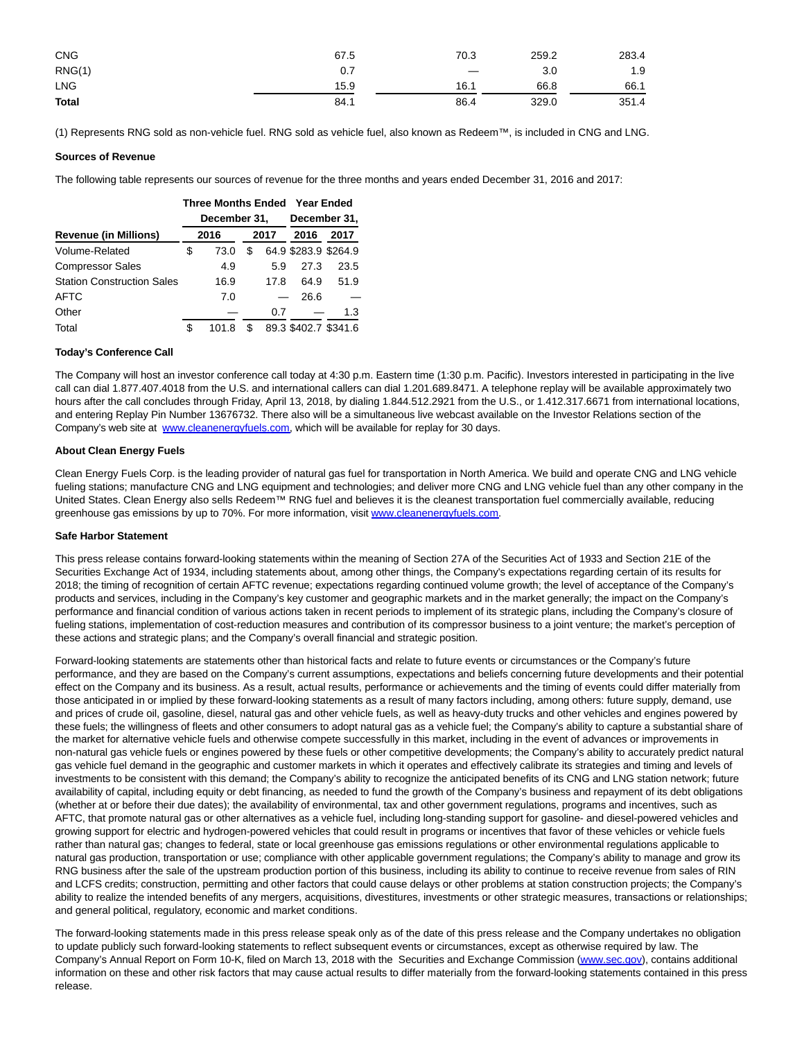| | | | | |
|---|---|---|---|---|
| CNG | 67.5 | 70.3 | 259.2 | 283.4 |
| RNG(1) | 0.7 | — | 3.0 | 1.9 |
| LNG | 15.9 | 16.1 | 66.8 | 66.1 |
| **Total** | 84.1 | 86.4 | 329.0 | 351.4 |

(1) Represents RNG sold as non-vehicle fuel. RNG sold as vehicle fuel, also known as Redeem™, is included in CNG and LNG.

**Sources of Revenue**

The following table represents our sources of revenue for the three months and years ended December 31, 2016 and 2017:

| | Three Months Ended December 31, | | Year Ended December 31, | |
|---|---|---|---|---|
| **Revenue (in Millions)** | **2016** | **2017** | **2016** | **2017** |
| Volume-Related | $ 73.0 | $ 64.9 | $283.9 | $264.9 |
| Compressor Sales | 4.9 | 5.9 | 27.3 | 23.5 |
| Station Construction Sales | 16.9 | 17.8 | 64.9 | 51.9 |
| AFTC | 7.0 | — | 26.6 | — |
| Other | — | 0.7 | — | 1.3 |
| Total | $ 101.8 | $ 89.3 | $402.7 | $341.6 |

**Today's Conference Call**

The Company will host an investor conference call today at 4:30 p.m. Eastern time (1:30 p.m. Pacific). Investors interested in participating in the live call can dial 1.877.407.4018 from the U.S. and international callers can dial 1.201.689.8471. A telephone replay will be available approximately two hours after the call concludes through Friday, April 13, 2018, by dialing 1.844.512.2921 from the U.S., or 1.412.317.6671 from international locations, and entering Replay Pin Number 13676732. There also will be a simultaneous live webcast available on the Investor Relations section of the Company's web site at www.cleanenergyfuels.com, which will be available for replay for 30 days.

**About Clean Energy Fuels**

Clean Energy Fuels Corp. is the leading provider of natural gas fuel for transportation in North America. We build and operate CNG and LNG vehicle fueling stations; manufacture CNG and LNG equipment and technologies; and deliver more CNG and LNG vehicle fuel than any other company in the United States. Clean Energy also sells Redeem™ RNG fuel and believes it is the cleanest transportation fuel commercially available, reducing greenhouse gas emissions by up to 70%. For more information, visit www.cleanenergyfuels.com.

**Safe Harbor Statement**

This press release contains forward-looking statements within the meaning of Section 27A of the Securities Act of 1933 and Section 21E of the Securities Exchange Act of 1934, including statements about, among other things, the Company's expectations regarding certain of its results for 2018; the timing of recognition of certain AFTC revenue; expectations regarding continued volume growth; the level of acceptance of the Company's products and services, including in the Company's key customer and geographic markets and in the market generally; the impact on the Company's performance and financial condition of various actions taken in recent periods to implement of its strategic plans, including the Company's closure of fueling stations, implementation of cost-reduction measures and contribution of its compressor business to a joint venture; the market's perception of these actions and strategic plans; and the Company's overall financial and strategic position.

Forward-looking statements are statements other than historical facts and relate to future events or circumstances or the Company's future performance, and they are based on the Company's current assumptions, expectations and beliefs concerning future developments and their potential effect on the Company and its business. As a result, actual results, performance or achievements and the timing of events could differ materially from those anticipated in or implied by these forward-looking statements as a result of many factors including, among others: future supply, demand, use and prices of crude oil, gasoline, diesel, natural gas and other vehicle fuels, as well as heavy-duty trucks and other vehicles and engines powered by these fuels; the willingness of fleets and other consumers to adopt natural gas as a vehicle fuel; the Company's ability to capture a substantial share of the market for alternative vehicle fuels and otherwise compete successfully in this market, including in the event of advances or improvements in non-natural gas vehicle fuels or engines powered by these fuels or other competitive developments; the Company's ability to accurately predict natural gas vehicle fuel demand in the geographic and customer markets in which it operates and effectively calibrate its strategies and timing and levels of investments to be consistent with this demand; the Company's ability to recognize the anticipated benefits of its CNG and LNG station network; future availability of capital, including equity or debt financing, as needed to fund the growth of the Company's business and repayment of its debt obligations (whether at or before their due dates); the availability of environmental, tax and other government regulations, programs and incentives, such as AFTC, that promote natural gas or other alternatives as a vehicle fuel, including long-standing support for gasoline- and diesel-powered vehicles and growing support for electric and hydrogen-powered vehicles that could result in programs or incentives that favor of these vehicles or vehicle fuels rather than natural gas; changes to federal, state or local greenhouse gas emissions regulations or other environmental regulations applicable to natural gas production, transportation or use; compliance with other applicable government regulations; the Company's ability to manage and grow its RNG business after the sale of the upstream production portion of this business, including its ability to continue to receive revenue from sales of RIN and LCFS credits; construction, permitting and other factors that could cause delays or other problems at station construction projects; the Company's ability to realize the intended benefits of any mergers, acquisitions, divestitures, investments or other strategic measures, transactions or relationships; and general political, regulatory, economic and market conditions.

The forward-looking statements made in this press release speak only as of the date of this press release and the Company undertakes no obligation to update publicly such forward-looking statements to reflect subsequent events or circumstances, except as otherwise required by law. The Company's Annual Report on Form 10-K, filed on March 13, 2018 with the Securities and Exchange Commission (www.sec.gov), contains additional information on these and other risk factors that may cause actual results to differ materially from the forward-looking statements contained in this press release.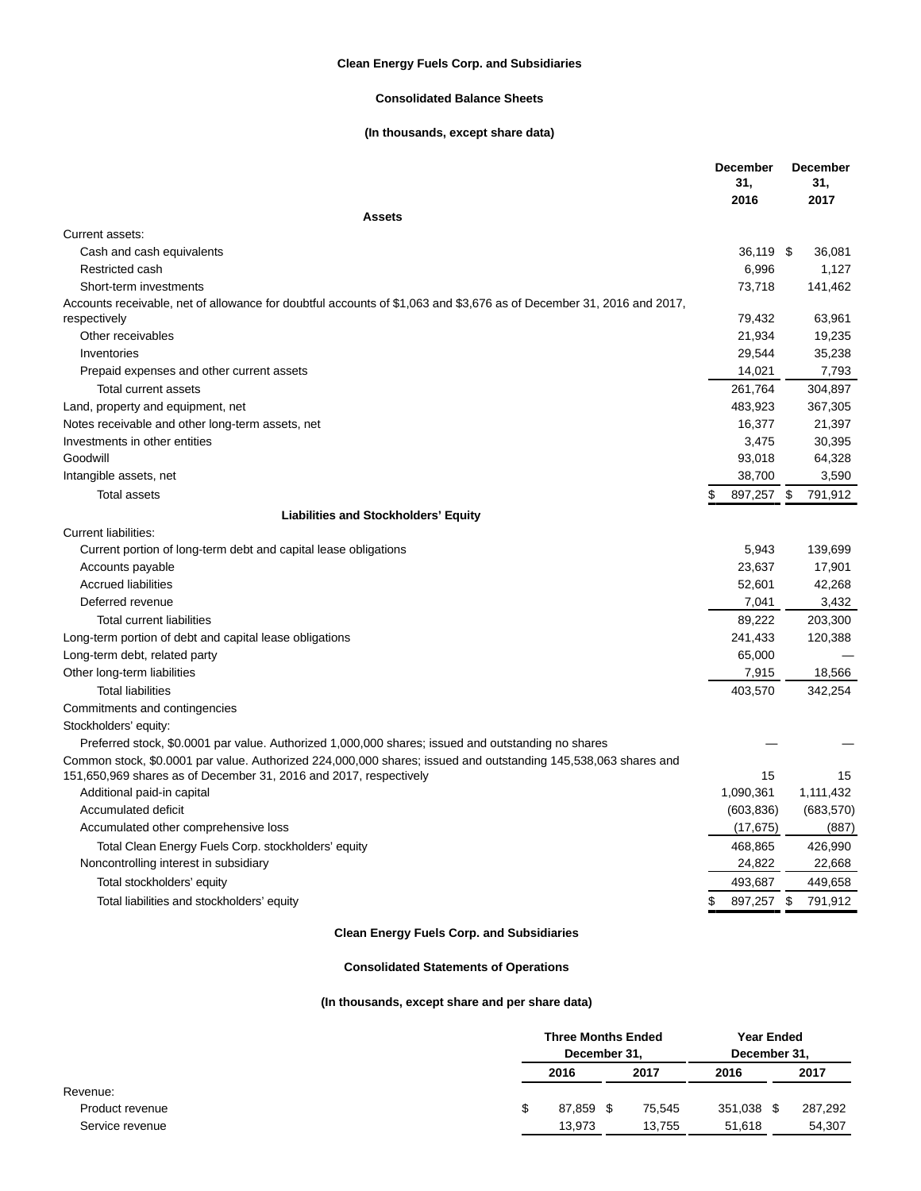**Clean Energy Fuels Corp. and Subsidiaries**

**Consolidated Balance Sheets**

**(In thousands, except share data)**

| | December 31, 2016 | December 31, 2017 |
|---|---|---|
| **Assets** | | |
| Current assets: | | |
| Cash and cash equivalents | 36,119 | $ 36,081 |
| Restricted cash | 6,996 | 1,127 |
| Short-term investments | 73,718 | 141,462 |
| Accounts receivable, net of allowance for doubtful accounts of $1,063 and $3,676 as of December 31, 2016 and 2017, respectively | 79,432 | 63,961 |
| Other receivables | 21,934 | 19,235 |
| Inventories | 29,544 | 35,238 |
| Prepaid expenses and other current assets | 14,021 | 7,793 |
| Total current assets | 261,764 | 304,897 |
| Land, property and equipment, net | 483,923 | 367,305 |
| Notes receivable and other long-term assets, net | 16,377 | 21,397 |
| Investments in other entities | 3,475 | 30,395 |
| Goodwill | 93,018 | 64,328 |
| Intangible assets, net | 38,700 | 3,590 |
| Total assets | $ 897,257 | $ 791,912 |
| **Liabilities and Stockholders' Equity** | | |
| Current liabilities: | | |
| Current portion of long-term debt and capital lease obligations | 5,943 | 139,699 |
| Accounts payable | 23,637 | 17,901 |
| Accrued liabilities | 52,601 | 42,268 |
| Deferred revenue | 7,041 | 3,432 |
| Total current liabilities | 89,222 | 203,300 |
| Long-term portion of debt and capital lease obligations | 241,433 | 120,388 |
| Long-term debt, related party | 65,000 | — |
| Other long-term liabilities | 7,915 | 18,566 |
| Total liabilities | 403,570 | 342,254 |
| Commitments and contingencies | | |
| Stockholders' equity: | | |
| Preferred stock, $0.0001 par value. Authorized 1,000,000 shares; issued and outstanding no shares | — | — |
| Common stock, $0.0001 par value. Authorized 224,000,000 shares; issued and outstanding 145,538,063 shares and 151,650,969 shares as of December 31, 2016 and 2017, respectively | 15 | 15 |
| Additional paid-in capital | 1,090,361 | 1,111,432 |
| Accumulated deficit | (603,836) | (683,570) |
| Accumulated other comprehensive loss | (17,675) | (887) |
| Total Clean Energy Fuels Corp. stockholders' equity | 468,865 | 426,990 |
| Noncontrolling interest in subsidiary | 24,822 | 22,668 |
| Total stockholders' equity | 493,687 | 449,658 |
| Total liabilities and stockholders' equity | $ 897,257 | $ 791,912 |

**Clean Energy Fuels Corp. and Subsidiaries**

**Consolidated Statements of Operations**

**(In thousands, except share and per share data)**

| | Three Months Ended December 31, | | Year Ended December 31, | |
|---|---|---|---|---|
| | 2016 | 2017 | 2016 | 2017 |
| Revenue: | | | | |
| Product revenue | $ 87,859 | $ 75,545 | 351,038 | $ 287,292 |
| Service revenue | 13,973 | 13,755 | 51,618 | 54,307 |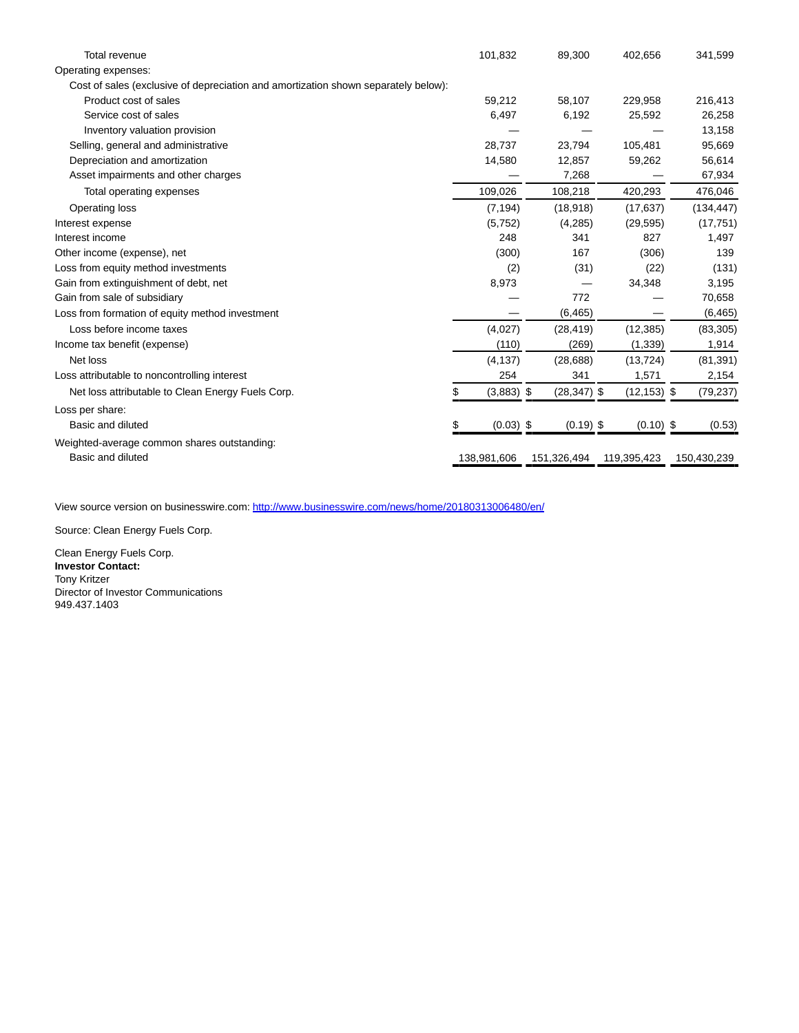| | | | | |
|---|---|---|---|---|
| Total revenue | 101,832 | 89,300 | 402,656 | 341,599 |
| Operating expenses: | | | | |
| Cost of sales (exclusive of depreciation and amortization shown separately below): | | | | |
| Product cost of sales | 59,212 | 58,107 | 229,958 | 216,413 |
| Service cost of sales | 6,497 | 6,192 | 25,592 | 26,258 |
| Inventory valuation provision | — | — | — | 13,158 |
| Selling, general and administrative | 28,737 | 23,794 | 105,481 | 95,669 |
| Depreciation and amortization | 14,580 | 12,857 | 59,262 | 56,614 |
| Asset impairments and other charges | — | 7,268 | — | 67,934 |
| Total operating expenses | 109,026 | 108,218 | 420,293 | 476,046 |
| Operating loss | (7,194) | (18,918) | (17,637) | (134,447) |
| Interest expense | (5,752) | (4,285) | (29,595) | (17,751) |
| Interest income | 248 | 341 | 827 | 1,497 |
| Other income (expense), net | (300) | 167 | (306) | 139 |
| Loss from equity method investments | (2) | (31) | (22) | (131) |
| Gain from extinguishment of debt, net | 8,973 | — | 34,348 | 3,195 |
| Gain from sale of subsidiary | — | 772 | — | 70,658 |
| Loss from formation of equity method investment | — | (6,465) | — | (6,465) |
| Loss before income taxes | (4,027) | (28,419) | (12,385) | (83,305) |
| Income tax benefit (expense) | (110) | (269) | (1,339) | 1,914 |
| Net loss | (4,137) | (28,688) | (13,724) | (81,391) |
| Loss attributable to noncontrolling interest | 254 | 341 | 1,571 | 2,154 |
| Net loss attributable to Clean Energy Fuels Corp. | $ (3,883) | $ (28,347) | $ (12,153) | $ (79,237) |
| Loss per share: | | | | |
| Basic and diluted | $ (0.03) | $ (0.19) | $ (0.10) | $ (0.53) |
| Weighted-average common shares outstanding: | | | | |
| Basic and diluted | 138,981,606 | 151,326,494 | 119,395,423 | 150,430,239 |

View source version on businesswire.com: http://www.businesswire.com/news/home/20180313006480/en/

Source: Clean Energy Fuels Corp.

Clean Energy Fuels Corp.
**Investor Contact:**
Tony Kritzer
Director of Investor Communications
949.437.1403